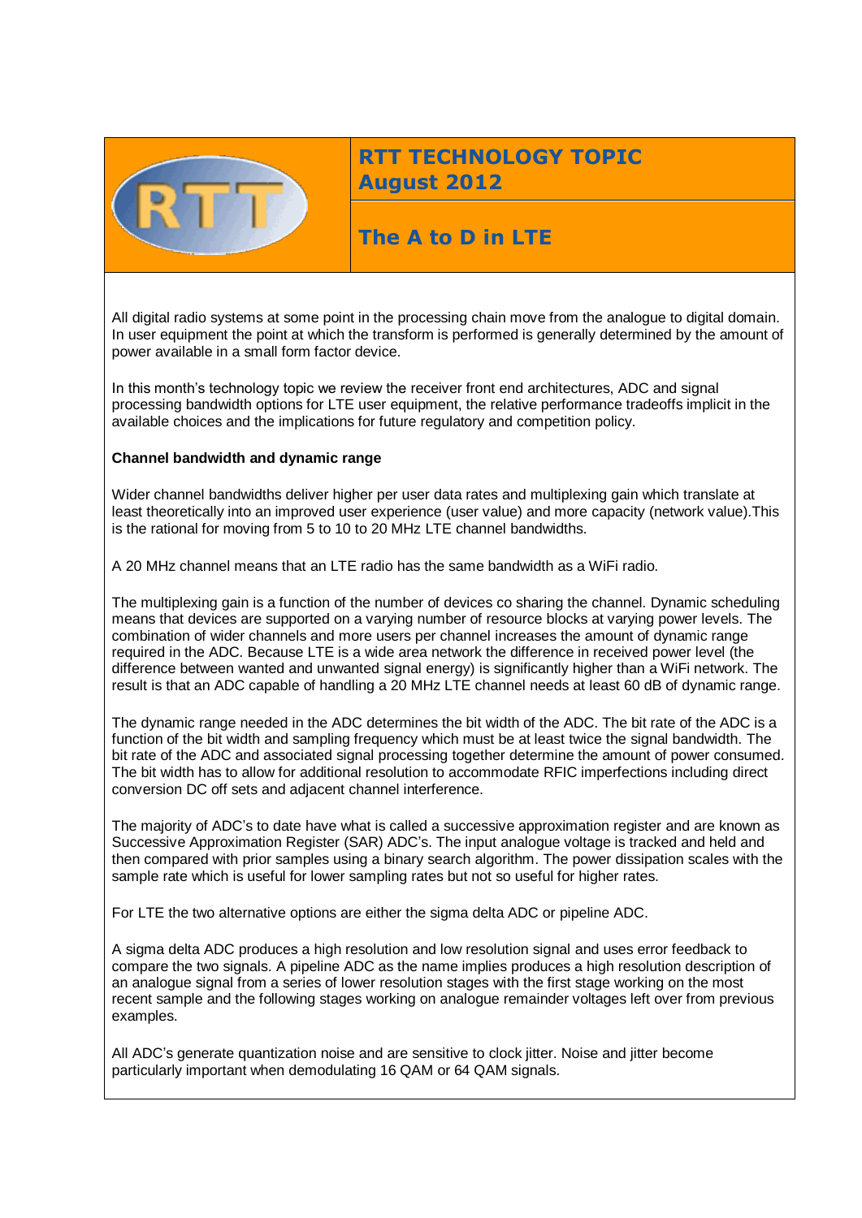# RTT TECHNOLOGY TOPIC August 2012

## The A to D in LTE

All digital radio systems at some point in the processing chain move from the analogue to digital domain. In user equipment the point at which the transform is performed is generally determined by the amount of power available in a small form factor device.

In this month's technology topic we review the receiver front end architectures, ADC and signal processing bandwidth options for LTE user equipment, the relative performance tradeoffs implicit in the available choices and the implications for future regulatory and competition policy.

**Channel bandwidth and dynamic range**

Wider channel bandwidths deliver higher per user data rates and multiplexing gain which translate at least theoretically into an improved user experience (user value) and more capacity (network value).This is the rational for moving from 5 to 10 to 20 MHz LTE channel bandwidths.

A 20 MHz channel means that an LTE radio has the same bandwidth as a WiFi radio.

The multiplexing gain is a function of the number of devices co sharing the channel. Dynamic scheduling means that devices are supported on a varying number of resource blocks at varying power levels. The combination of wider channels and more users per channel increases the amount of dynamic range required in the ADC. Because LTE is a wide area network the difference in received power level (the difference between wanted and unwanted signal energy) is significantly higher than a WiFi network. The result is that an ADC capable of handling a 20 MHz LTE channel needs at least 60 dB of dynamic range.

The dynamic range needed in the ADC determines the bit width of the ADC. The bit rate of the ADC is a function of the bit width and sampling frequency which must be at least twice the signal bandwidth. The bit rate of the ADC and associated signal processing together determine the amount of power consumed. The bit width has to allow for additional resolution to accommodate RFIC imperfections including direct conversion DC off sets and adjacent channel interference.

The majority of ADC's to date have what is called a successive approximation register and are known as Successive Approximation Register (SAR) ADC's. The input analogue voltage is tracked and held and then compared with prior samples using a binary search algorithm. The power dissipation scales with the sample rate which is useful for lower sampling rates but not so useful for higher rates.

For LTE the two alternative options are either the sigma delta ADC or pipeline ADC.

A sigma delta ADC produces a high resolution and low resolution signal and uses error feedback to compare the two signals. A pipeline ADC as the name implies produces a high resolution description of an analogue signal from a series of lower resolution stages with the first stage working on the most recent sample and the following stages working on analogue remainder voltages left over from previous examples.

All ADC's generate quantization noise and are sensitive to clock jitter. Noise and jitter become particularly important when demodulating 16 QAM or 64 QAM signals.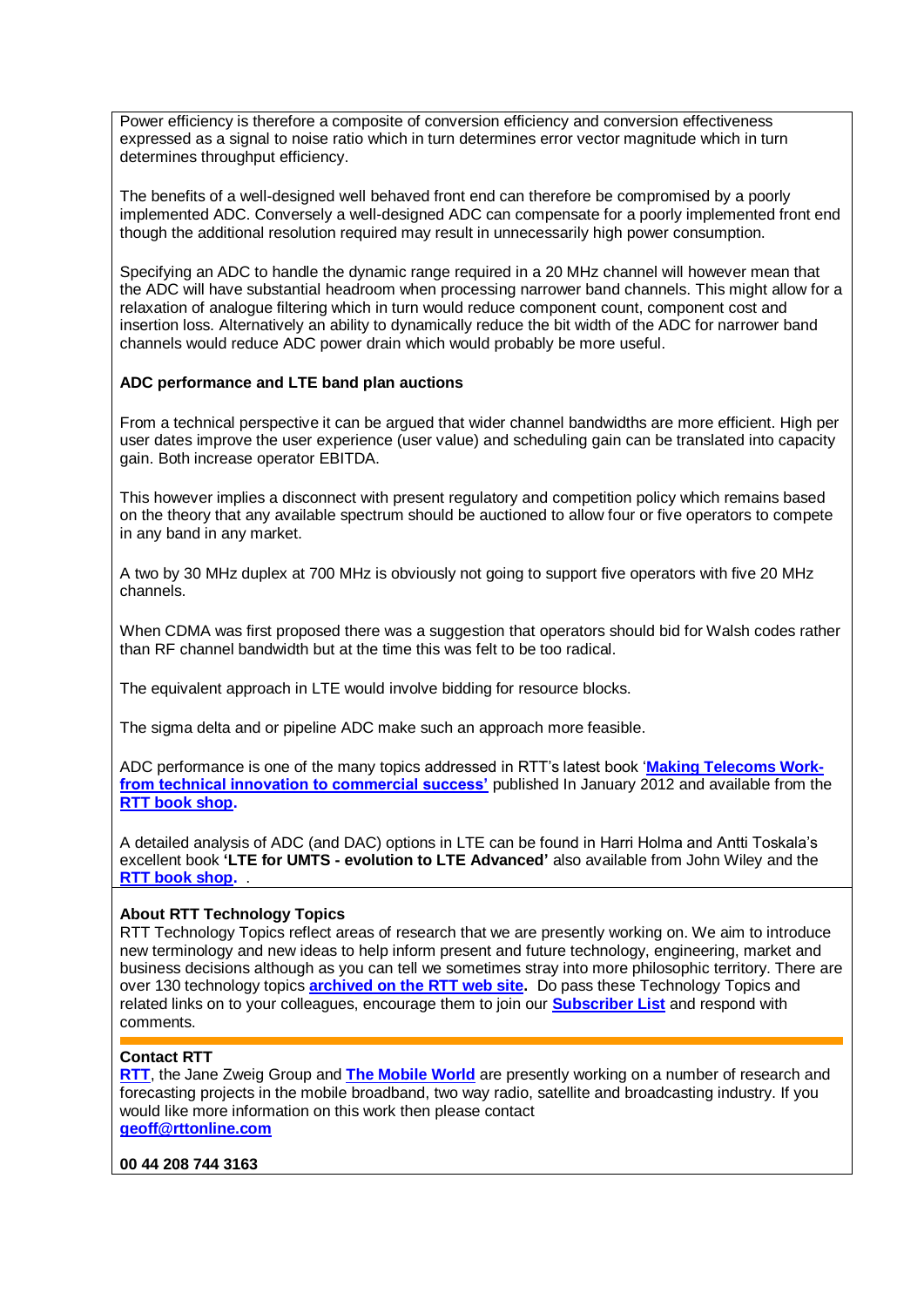Power efficiency is therefore a composite of conversion efficiency and conversion effectiveness expressed as a signal to noise ratio which in turn determines error vector magnitude which in turn determines throughput efficiency.

The benefits of a well-designed well behaved front end can therefore be compromised by a poorly implemented ADC. Conversely a well-designed ADC can compensate for a poorly implemented front end though the additional resolution required may result in unnecessarily high power consumption.

Specifying an ADC to handle the dynamic range required in a 20 MHz channel will however mean that the ADC will have substantial headroom when processing narrower band channels. This might allow for a relaxation of analogue filtering which in turn would reduce component count, component cost and insertion loss. Alternatively an ability to dynamically reduce the bit width of the ADC for narrower band channels would reduce ADC power drain which would probably be more useful.

**ADC performance and LTE band plan auctions**

From a technical perspective it can be argued that wider channel bandwidths are more efficient. High per user dates improve the user experience (user value) and scheduling gain can be translated into capacity gain. Both increase operator EBITDA.

This however implies a disconnect with present regulatory and competition policy which remains based on the theory that any available spectrum should be auctioned to allow four or five operators to compete in any band in any market.

A two by 30 MHz duplex at 700 MHz is obviously not going to support five operators with five 20 MHz channels.

When CDMA was first proposed there was a suggestion that operators should bid for Walsh codes rather than RF channel bandwidth but at the time this was felt to be too radical.

The equivalent approach in LTE would involve bidding for resource blocks.

The sigma delta and or pipeline ADC make such an approach more feasible.

ADC performance is one of the many topics addressed in RTT's latest book '**Making Telecoms Work-from technical innovation to commercial success'** published In January 2012 and available from the **RTT book shop.**

A detailed analysis of ADC (and DAC) options in LTE can be found in Harri Holma and Antti Toskala's excellent book **'LTE for UMTS - evolution to LTE Advanced'** also available from John Wiley and the **RTT book shop.** .

**About RTT Technology Topics**

RTT Technology Topics reflect areas of research that we are presently working on. We aim to introduce new terminology and new ideas to help inform present and future technology, engineering, market and business decisions although as you can tell we sometimes stray into more philosophic territory. There are over 130 technology topics **archived on the RTT web site.** Do pass these Technology Topics and related links on to your colleagues, encourage them to join our **Subscriber List** and respond with comments.

**Contact RTT**

**RTT**, the Jane Zweig Group and **The Mobile World** are presently working on a number of research and forecasting projects in the mobile broadband, two way radio, satellite and broadcasting industry. If you would like more information on this work then please contact
**geoff@rttonline.com**

**00 44 208 744 3163**